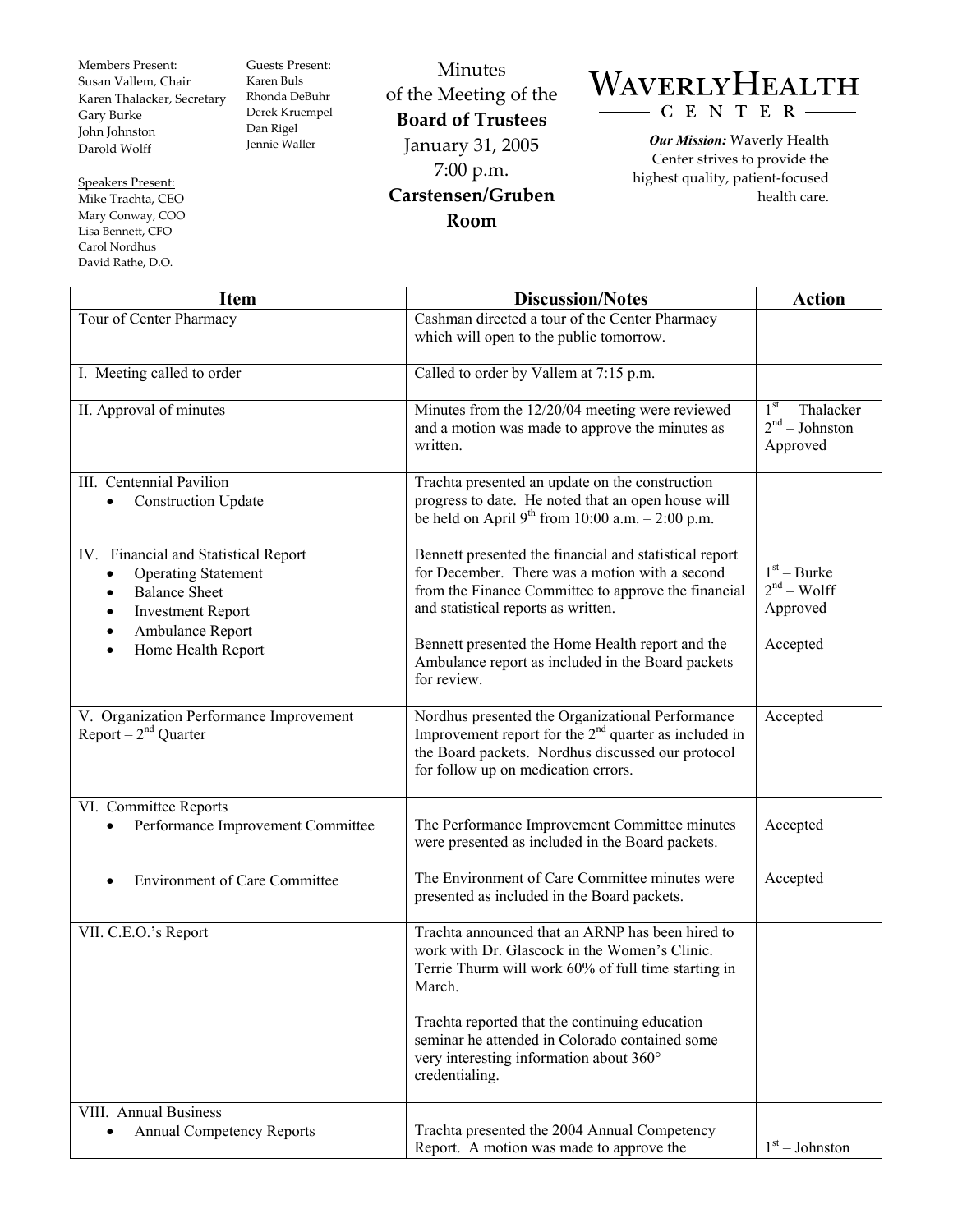Members Present:
Susan Vallem, Chair
Karen Thalacker, Secretary
Gary Burke
John Johnston
Darold Wolff

Speakers Present:
Mike Trachta, CEO
Mary Conway, COO
Lisa Bennett, CFO
Carol Nordhus
David Rathe, D.O.

Guests Present:
Karen Buls
Rhonda DeBuhr
Derek Kruempel
Dan Rigel
Jennie Waller

# Minutes of the Meeting of the **Board of Trustees**

January 31, 2005
7:00 p.m.
**Carstensen/Gruben Room**

WAVERLY HEALTH CENTER

***Our Mission:*** Waverly Health Center strives to provide the highest quality, patient-focused health care.

| Item | Discussion/Notes | Action |
|---|---|---|
| Tour of Center Pharmacy | Cashman directed a tour of the Center Pharmacy which will open to the public tomorrow. | |
| I. Meeting called to order | Called to order by Vallem at 7:15 p.m. | |
| II. Approval of minutes | Minutes from the 12/20/04 meeting were reviewed and a motion was made to approve the minutes as written. | 1st – Thalacker<br>2nd – Johnston<br>Approved |
| III. Centennial Pavilion<br>• Construction Update | Trachta presented an update on the construction progress to date. He noted that an open house will be held on April 9th from 10:00 a.m. – 2:00 p.m. | |
| IV. Financial and Statistical Report<br>• Operating Statement<br>• Balance Sheet<br>• Investment Report<br>• Ambulance Report<br>• Home Health Report | Bennett presented the financial and statistical report for December. There was a motion with a second from the Finance Committee to approve the financial and statistical reports as written.<br><br>Bennett presented the Home Health report and the Ambulance report as included in the Board packets for review. | 1st – Burke<br>2nd – Wolff<br>Approved<br><br>Accepted |
| V. Organization Performance Improvement Report – 2nd Quarter | Nordhus presented the Organizational Performance Improvement report for the 2nd quarter as included in the Board packets. Nordhus discussed our protocol for follow up on medication errors. | Accepted |
| VI. Committee Reports<br>• Performance Improvement Committee<br><br>• Environment of Care Committee | The Performance Improvement Committee minutes were presented as included in the Board packets.<br><br>The Environment of Care Committee minutes were presented as included in the Board packets. | Accepted<br><br>Accepted |
| VII. C.E.O.'s Report | Trachta announced that an ARNP has been hired to work with Dr. Glascock in the Women's Clinic. Terrie Thurm will work 60% of full time starting in March.<br><br>Trachta reported that the continuing education seminar he attended in Colorado contained some very interesting information about 360° credentialing. | |
| VIII. Annual Business<br>• Annual Competency Reports | Trachta presented the 2004 Annual Competency Report. A motion was made to approve the | 1st – Johnston |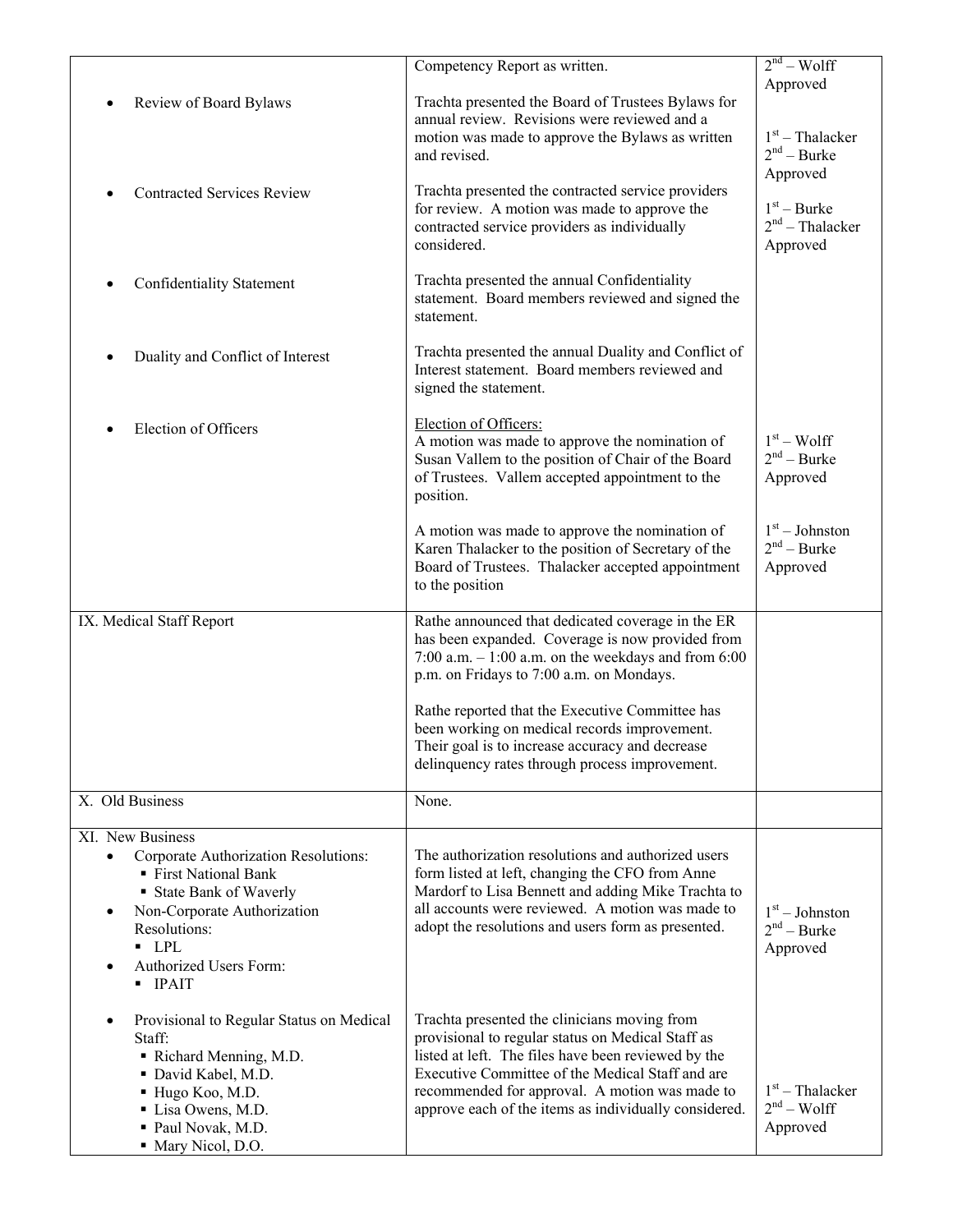| | | |
|---|---|---|
| | Competency Report as written. | 2nd – Wolff<br>Approved |
| • Review of Board Bylaws | Trachta presented the Board of Trustees Bylaws for annual review. Revisions were reviewed and a motion was made to approve the Bylaws as written and revised. | 1st – Thalacker<br>2nd – Burke<br>Approved |
| • Contracted Services Review | Trachta presented the contracted service providers for review. A motion was made to approve the contracted service providers as individually considered. | 1st – Burke<br>2nd – Thalacker<br>Approved |
| • Confidentiality Statement | Trachta presented the annual Confidentiality statement. Board members reviewed and signed the statement. | |
| • Duality and Conflict of Interest | Trachta presented the annual Duality and Conflict of Interest statement. Board members reviewed and signed the statement. | |
| • Election of Officers | <u>Election of Officers:</u><br>A motion was made to approve the nomination of Susan Vallem to the position of Chair of the Board of Trustees. Vallem accepted appointment to the position. | 1st – Wolff<br>2nd – Burke<br>Approved |
| | A motion was made to approve the nomination of Karen Thalacker to the position of Secretary of the Board of Trustees. Thalacker accepted appointment to the position | 1st – Johnston<br>2nd – Burke<br>Approved |
| IX. Medical Staff Report | Rathe announced that dedicated coverage in the ER has been expanded. Coverage is now provided from 7:00 a.m. – 1:00 a.m. on the weekdays and from 6:00 p.m. on Fridays to 7:00 a.m. on Mondays.<br><br>Rathe reported that the Executive Committee has been working on medical records improvement. Their goal is to increase accuracy and decrease delinquency rates through process improvement. | |
| X. Old Business | None. | |
| XI. New Business<br>• Corporate Authorization Resolutions:<br>▪ First National Bank<br>▪ State Bank of Waverly<br>• Non-Corporate Authorization Resolutions:<br>▪ LPL<br>• Authorized Users Form:<br>▪ IPAIT | The authorization resolutions and authorized users form listed at left, changing the CFO from Anne Mardorf to Lisa Bennett and adding Mike Trachta to all accounts were reviewed. A motion was made to adopt the resolutions and users form as presented. | 1st – Johnston<br>2nd – Burke<br>Approved |
| • Provisional to Regular Status on Medical Staff:<br>▪ Richard Menning, M.D.<br>▪ David Kabel, M.D.<br>▪ Hugo Koo, M.D.<br>▪ Lisa Owens, M.D.<br>▪ Paul Novak, M.D.<br>▪ Mary Nicol, D.O. | Trachta presented the clinicians moving from provisional to regular status on Medical Staff as listed at left. The files have been reviewed by the Executive Committee of the Medical Staff and are recommended for approval. A motion was made to approve each of the items as individually considered. | 1st – Thalacker<br>2nd – Wolff<br>Approved |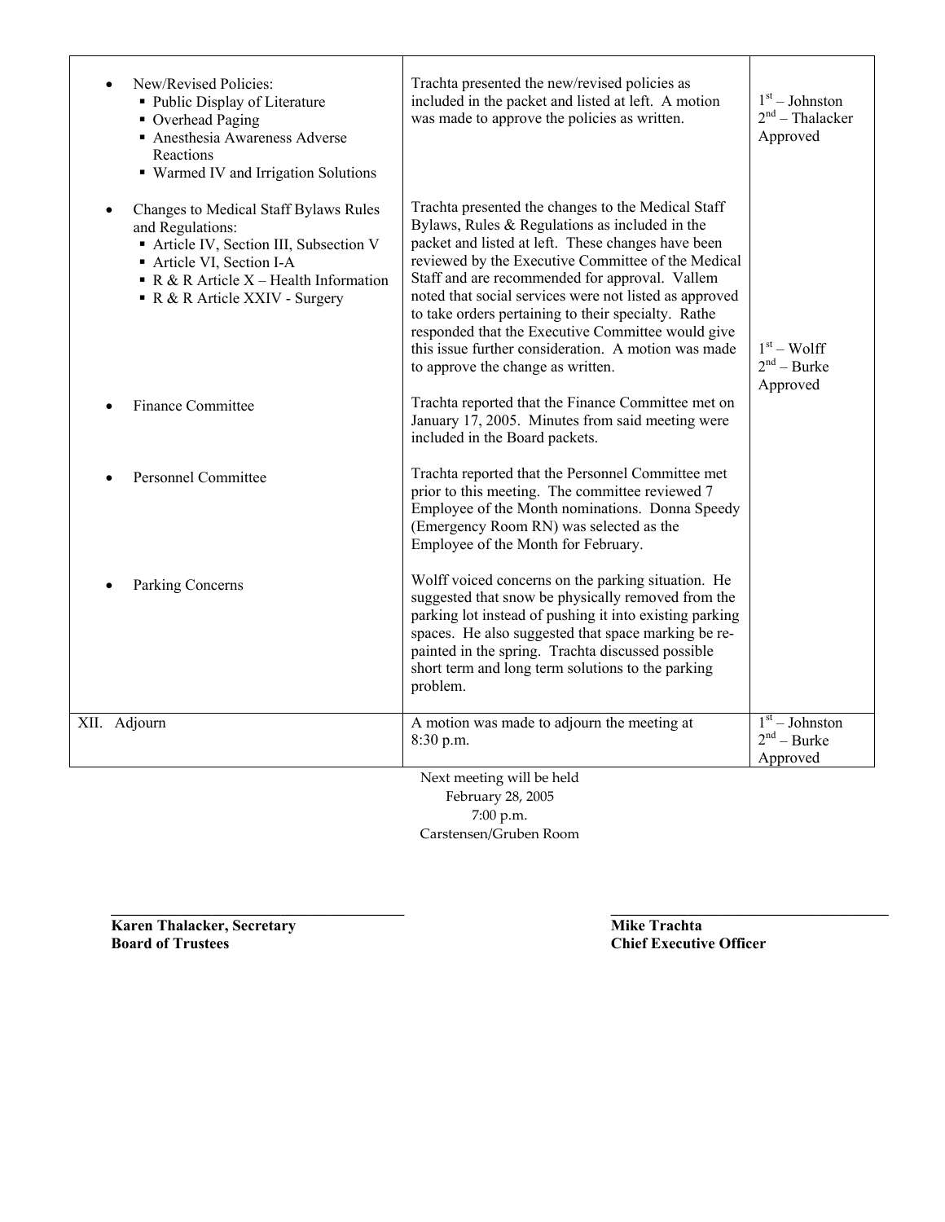| | | |
|---|---|---|
| • New/Revised Policies:<br>▪ Public Display of Literature<br>▪ Overhead Paging<br>▪ Anesthesia Awareness Adverse Reactions<br>▪ Warmed IV and Irrigation Solutions | Trachta presented the new/revised policies as included in the packet and listed at left. A motion was made to approve the policies as written. | 1st – Johnston<br>2nd – Thalacker<br>Approved |
| • Changes to Medical Staff Bylaws Rules and Regulations:<br>▪ Article IV, Section III, Subsection V<br>▪ Article VI, Section I-A<br>▪ R & R Article X – Health Information<br>▪ R & R Article XXIV - Surgery | Trachta presented the changes to the Medical Staff Bylaws, Rules & Regulations as included in the packet and listed at left. These changes have been reviewed by the Executive Committee of the Medical Staff and are recommended for approval. Vallem noted that social services were not listed as approved to take orders pertaining to their specialty. Rathe responded that the Executive Committee would give this issue further consideration. A motion was made to approve the change as written. | 1st – Wolff<br>2nd – Burke<br>Approved |
| • Finance Committee | Trachta reported that the Finance Committee met on January 17, 2005. Minutes from said meeting were included in the Board packets. | |
| • Personnel Committee | Trachta reported that the Personnel Committee met prior to this meeting. The committee reviewed 7 Employee of the Month nominations. Donna Speedy (Emergency Room RN) was selected as the Employee of the Month for February. | |
| • Parking Concerns | Wolff voiced concerns on the parking situation. He suggested that snow be physically removed from the parking lot instead of pushing it into existing parking spaces. He also suggested that space marking be re-painted in the spring. Trachta discussed possible short term and long term solutions to the parking problem. | |
| XII. Adjourn | A motion was made to adjourn the meeting at 8:30 p.m. | 1st – Johnston<br>2nd – Burke<br>Approved |

Next meeting will be held
February 28, 2005
7:00 p.m.
Carstensen/Gruben Room

**Karen Thalacker, Secretary**
**Board of Trustees**

**Mike Trachta**
**Chief Executive Officer**